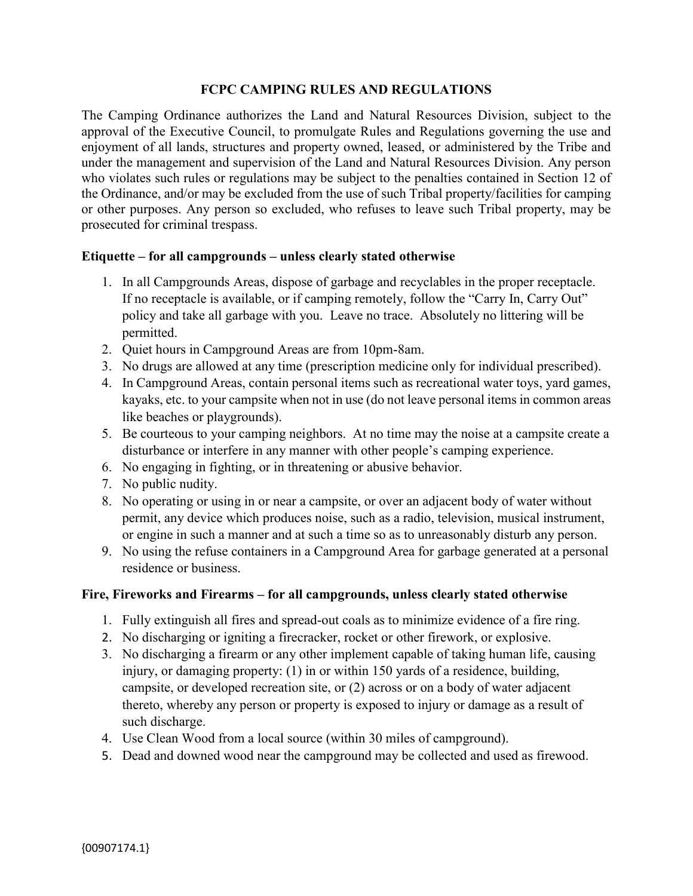# FCPC CAMPING RULES AND REGULATIONS

The Camping Ordinance authorizes the Land and Natural Resources Division, subject to the approval of the Executive Council, to promulgate Rules and Regulations governing the use and enjoyment of all lands, structures and property owned, leased, or administered by the Tribe and under the management and supervision of the Land and Natural Resources Division. Any person who violates such rules or regulations may be subject to the penalties contained in Section 12 of the Ordinance, and/or may be excluded from the use of such Tribal property/facilities for camping or other purposes. Any person so excluded, who refuses to leave such Tribal property, may be prosecuted for criminal trespass.

## Etiquette – for all campgrounds – unless clearly stated otherwise

1. In all Campgrounds Areas, dispose of garbage and recyclables in the proper receptacle. If no receptacle is available, or if camping remotely, follow the "Carry In, Carry Out" policy and take all garbage with you. Leave no trace. Absolutely no littering will be permitted.
2. Quiet hours in Campground Areas are from 10pm-8am.
3. No drugs are allowed at any time (prescription medicine only for individual prescribed).
4. In Campground Areas, contain personal items such as recreational water toys, yard games, kayaks, etc. to your campsite when not in use (do not leave personal items in common areas like beaches or playgrounds).
5. Be courteous to your camping neighbors. At no time may the noise at a campsite create a disturbance or interfere in any manner with other people's camping experience.
6. No engaging in fighting, or in threatening or abusive behavior.
7. No public nudity.
8. No operating or using in or near a campsite, or over an adjacent body of water without permit, any device which produces noise, such as a radio, television, musical instrument, or engine in such a manner and at such a time so as to unreasonably disturb any person.
9. No using the refuse containers in a Campground Area for garbage generated at a personal residence or business.

## Fire, Fireworks and Firearms – for all campgrounds, unless clearly stated otherwise

1. Fully extinguish all fires and spread-out coals as to minimize evidence of a fire ring.
2. No discharging or igniting a firecracker, rocket or other firework, or explosive.
3. No discharging a firearm or any other implement capable of taking human life, causing injury, or damaging property: (1) in or within 150 yards of a residence, building, campsite, or developed recreation site, or (2) across or on a body of water adjacent thereto, whereby any person or property is exposed to injury or damage as a result of such discharge.
4. Use Clean Wood from a local source (within 30 miles of campground).
5. Dead and downed wood near the campground may be collected and used as firewood.

{00907174.1}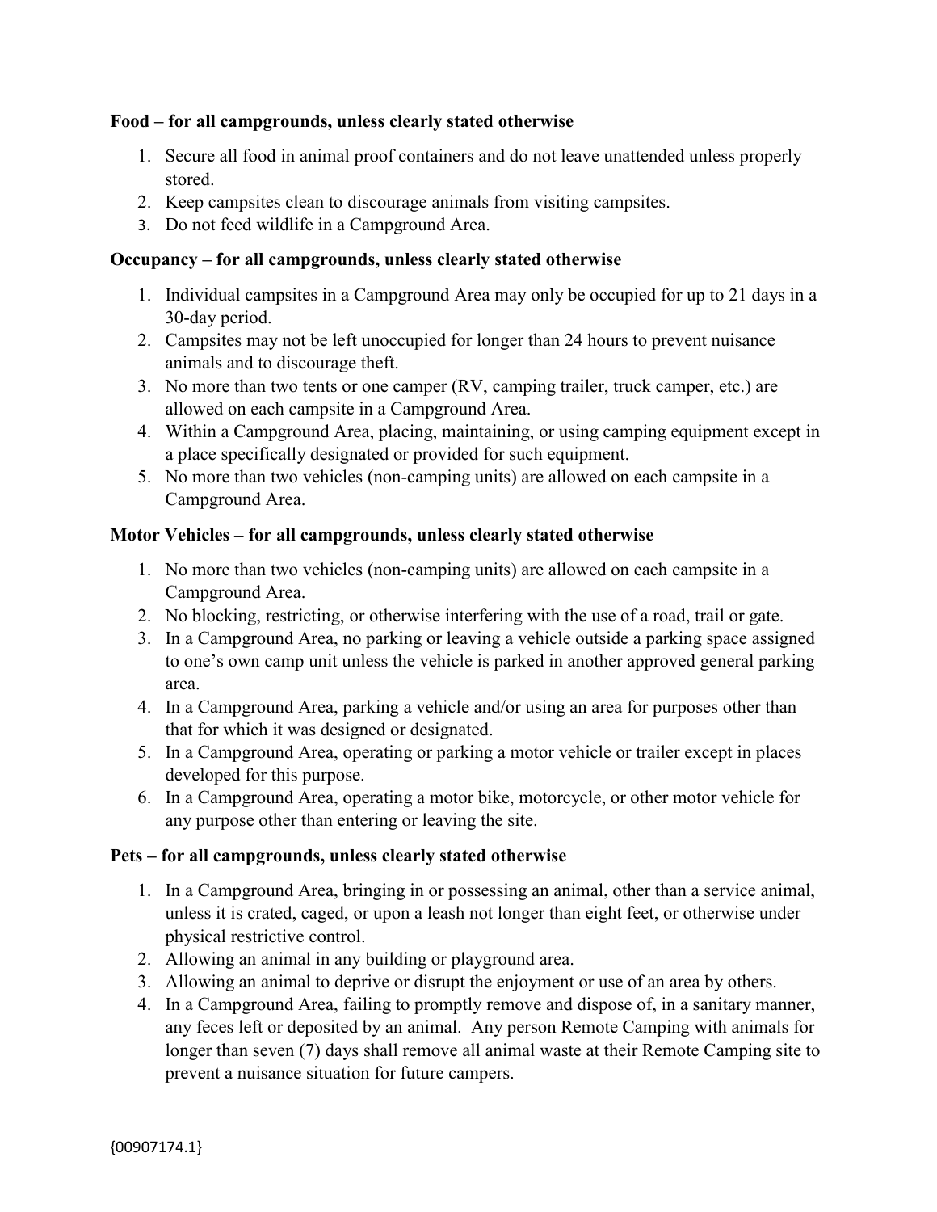**Food – for all campgrounds, unless clearly stated otherwise**

1. Secure all food in animal proof containers and do not leave unattended unless properly stored.
2. Keep campsites clean to discourage animals from visiting campsites.
3. Do not feed wildlife in a Campground Area.

**Occupancy – for all campgrounds, unless clearly stated otherwise**

1. Individual campsites in a Campground Area may only be occupied for up to 21 days in a 30-day period.
2. Campsites may not be left unoccupied for longer than 24 hours to prevent nuisance animals and to discourage theft.
3. No more than two tents or one camper (RV, camping trailer, truck camper, etc.) are allowed on each campsite in a Campground Area.
4. Within a Campground Area, placing, maintaining, or using camping equipment except in a place specifically designated or provided for such equipment.
5. No more than two vehicles (non-camping units) are allowed on each campsite in a Campground Area.

**Motor Vehicles – for all campgrounds, unless clearly stated otherwise**

1. No more than two vehicles (non-camping units) are allowed on each campsite in a Campground Area.
2. No blocking, restricting, or otherwise interfering with the use of a road, trail or gate.
3. In a Campground Area, no parking or leaving a vehicle outside a parking space assigned to one's own camp unit unless the vehicle is parked in another approved general parking area.
4. In a Campground Area, parking a vehicle and/or using an area for purposes other than that for which it was designed or designated.
5. In a Campground Area, operating or parking a motor vehicle or trailer except in places developed for this purpose.
6. In a Campground Area, operating a motor bike, motorcycle, or other motor vehicle for any purpose other than entering or leaving the site.

**Pets – for all campgrounds, unless clearly stated otherwise**

1. In a Campground Area, bringing in or possessing an animal, other than a service animal, unless it is crated, caged, or upon a leash not longer than eight feet, or otherwise under physical restrictive control.
2. Allowing an animal in any building or playground area.
3. Allowing an animal to deprive or disrupt the enjoyment or use of an area by others.
4. In a Campground Area, failing to promptly remove and dispose of, in a sanitary manner, any feces left or deposited by an animal. Any person Remote Camping with animals for longer than seven (7) days shall remove all animal waste at their Remote Camping site to prevent a nuisance situation for future campers.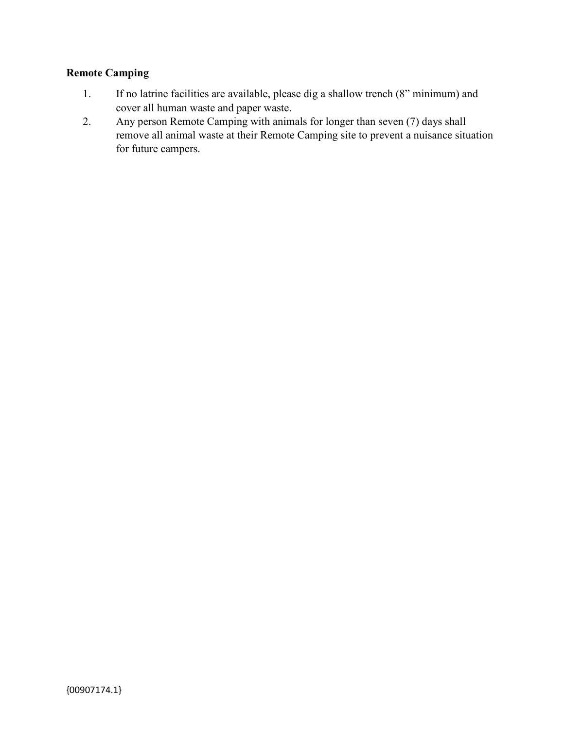**Remote Camping**

1. If no latrine facilities are available, please dig a shallow trench (8" minimum) and cover all human waste and paper waste.
2. Any person Remote Camping with animals for longer than seven (7) days shall remove all animal waste at their Remote Camping site to prevent a nuisance situation for future campers.

{00907174.1}